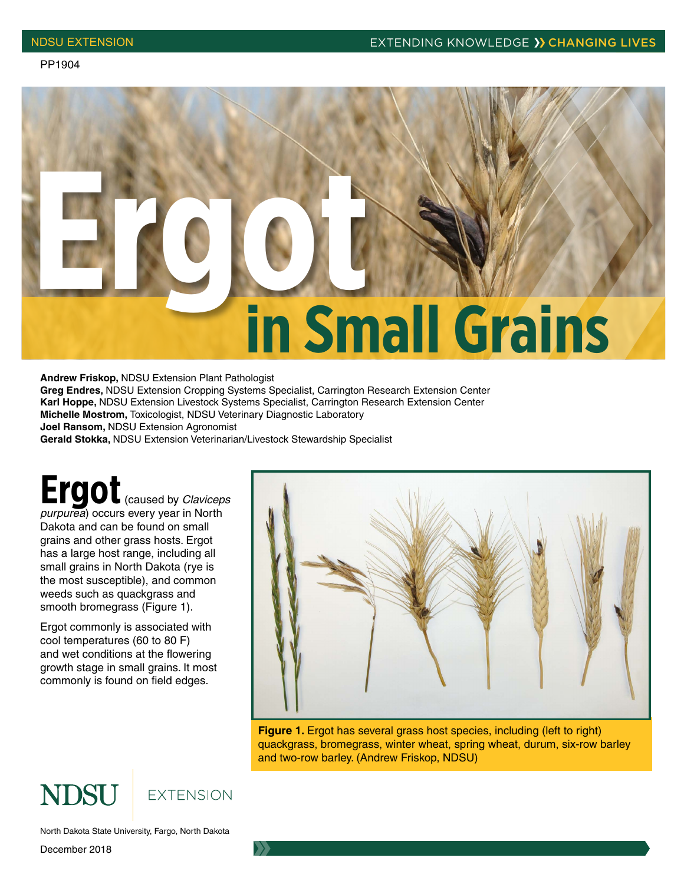PP1904

# Ergot in Small Grains

**Andrew Friskop,** NDSU Extension Plant Pathologist
**Greg Endres,** NDSU Extension Cropping Systems Specialist, Carrington Research Extension Center
**Karl Hoppe,** NDSU Extension Livestock Systems Specialist, Carrington Research Extension Center
**Michelle Mostrom,** Toxicologist, NDSU Veterinary Diagnostic Laboratory
**Joel Ransom,** NDSU Extension Agronomist
**Gerald Stokka,** NDSU Extension Veterinarian/Livestock Stewardship Specialist

**Ergot** (caused by *Claviceps purpurea*) occurs every year in North Dakota and can be found on small grains and other grass hosts. Ergot has a large host range, including all small grains in North Dakota (rye is the most susceptible), and common weeds such as quackgrass and smooth bromegrass (Figure 1).

Ergot commonly is associated with cool temperatures (60 to 80 F) and wet conditions at the flowering growth stage in small grains. It most commonly is found on field edges.

**Figure 1.** Ergot has several grass host species, including (left to right) quackgrass, bromegrass, winter wheat, spring wheat, durum, six-row barley and two-row barley. (Andrew Friskop, NDSU)

North Dakota State University, Fargo, North Dakota

December 2018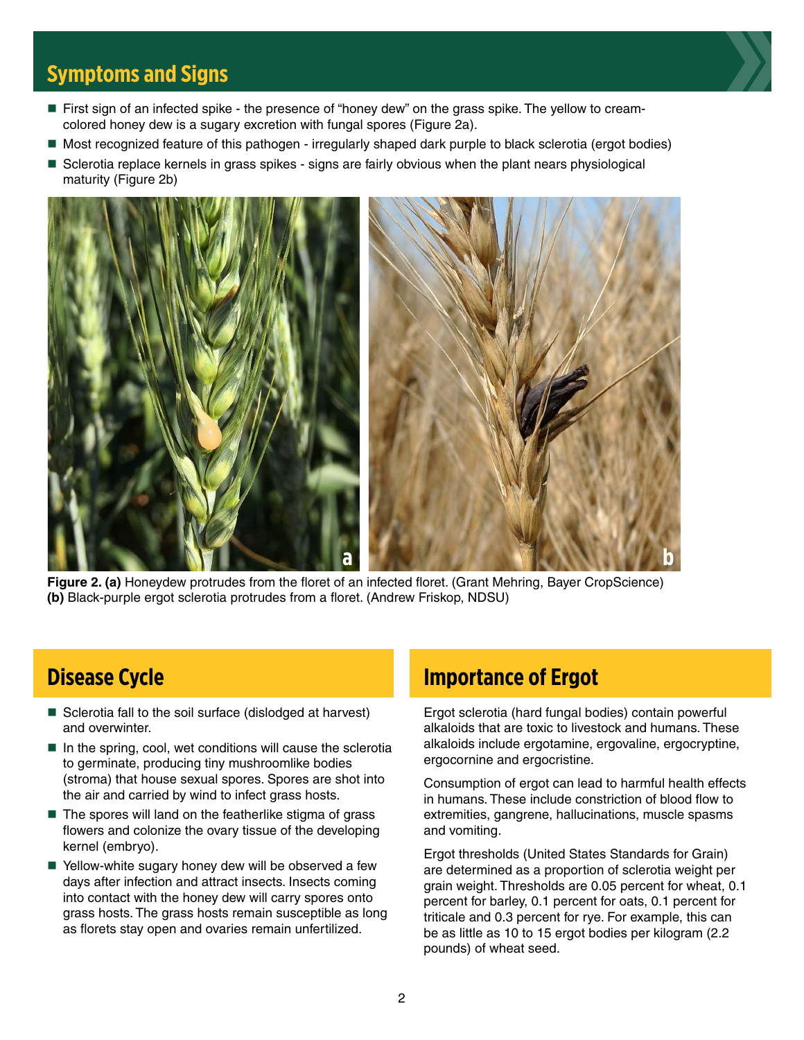## Symptoms and Signs

- First sign of an infected spike - the presence of "honey dew" on the grass spike. The yellow to cream-colored honey dew is a sugary excretion with fungal spores (Figure 2a).
- Most recognized feature of this pathogen - irregularly shaped dark purple to black sclerotia (ergot bodies)
- Sclerotia replace kernels in grass spikes - signs are fairly obvious when the plant nears physiological maturity (Figure 2b)

**Figure 2. (a)** Honeydew protrudes from the floret of an infected floret. (Grant Mehring, Bayer CropScience) **(b)** Black-purple ergot sclerotia protrudes from a floret. (Andrew Friskop, NDSU)

## Disease Cycle

- Sclerotia fall to the soil surface (dislodged at harvest) and overwinter.
- In the spring, cool, wet conditions will cause the sclerotia to germinate, producing tiny mushroomlike bodies (stroma) that house sexual spores. Spores are shot into the air and carried by wind to infect grass hosts.
- The spores will land on the featherlike stigma of grass flowers and colonize the ovary tissue of the developing kernel (embryo).
- Yellow-white sugary honey dew will be observed a few days after infection and attract insects. Insects coming into contact with the honey dew will carry spores onto grass hosts. The grass hosts remain susceptible as long as florets stay open and ovaries remain unfertilized.

## Importance of Ergot

Ergot sclerotia (hard fungal bodies) contain powerful alkaloids that are toxic to livestock and humans. These alkaloids include ergotamine, ergovaline, ergocryptine, ergocornine and ergocristine.

Consumption of ergot can lead to harmful health effects in humans. These include constriction of blood flow to extremities, gangrene, hallucinations, muscle spasms and vomiting.

Ergot thresholds (United States Standards for Grain) are determined as a proportion of sclerotia weight per grain weight. Thresholds are 0.05 percent for wheat, 0.1 percent for barley, 0.1 percent for oats, 0.1 percent for triticale and 0.3 percent for rye. For example, this can be as little as 10 to 15 ergot bodies per kilogram (2.2 pounds) of wheat seed.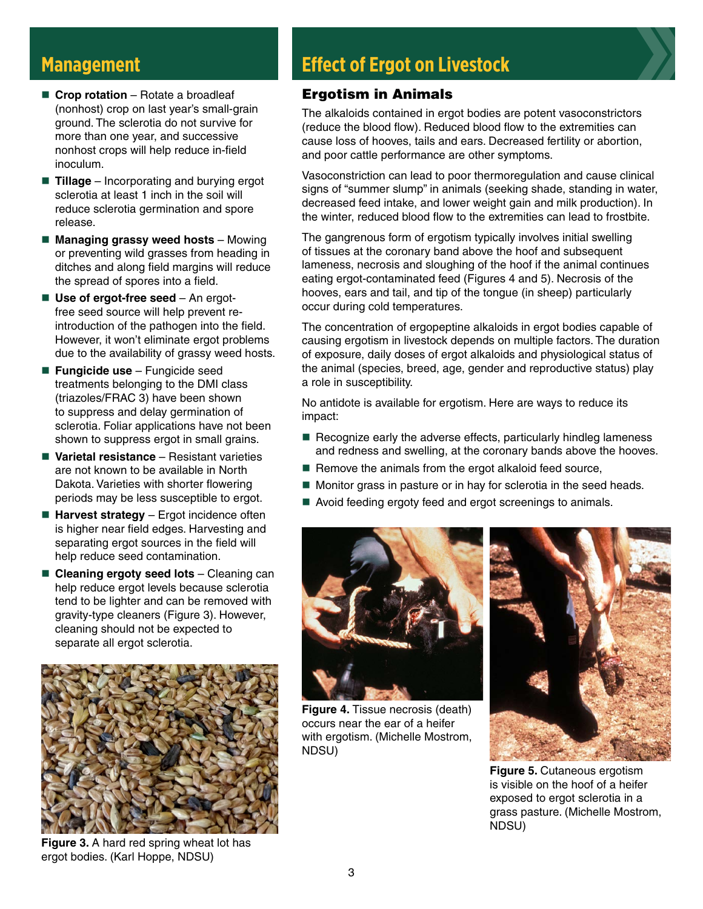## Management

- **Crop rotation** – Rotate a broadleaf (nonhost) crop on last year's small-grain ground. The sclerotia do not survive for more than one year, and successive nonhost crops will help reduce in-field inoculum.
- **Tillage** – Incorporating and burying ergot sclerotia at least 1 inch in the soil will reduce sclerotia germination and spore release.
- **Managing grassy weed hosts** – Mowing or preventing wild grasses from heading in ditches and along field margins will reduce the spread of spores into a field.
- **Use of ergot-free seed** – An ergot-free seed source will help prevent re-introduction of the pathogen into the field. However, it won't eliminate ergot problems due to the availability of grassy weed hosts.
- **Fungicide use** – Fungicide seed treatments belonging to the DMI class (triazoles/FRAC 3) have been shown to suppress and delay germination of sclerotia. Foliar applications have not been shown to suppress ergot in small grains.
- **Varietal resistance** – Resistant varieties are not known to be available in North Dakota. Varieties with shorter flowering periods may be less susceptible to ergot.
- **Harvest strategy** – Ergot incidence often is higher near field edges. Harvesting and separating ergot sources in the field will help reduce seed contamination.
- **Cleaning ergoty seed lots** – Cleaning can help reduce ergot levels because sclerotia tend to be lighter and can be removed with gravity-type cleaners (Figure 3). However, cleaning should not be expected to separate all ergot sclerotia.

**Figure 3.** A hard red spring wheat lot has ergot bodies. (Karl Hoppe, NDSU)

## Effect of Ergot on Livestock

### Ergotism in Animals

The alkaloids contained in ergot bodies are potent vasoconstrictors (reduce the blood flow). Reduced blood flow to the extremities can cause loss of hooves, tails and ears. Decreased fertility or abortion, and poor cattle performance are other symptoms.

Vasoconstriction can lead to poor thermoregulation and cause clinical signs of "summer slump" in animals (seeking shade, standing in water, decreased feed intake, and lower weight gain and milk production). In the winter, reduced blood flow to the extremities can lead to frostbite.

The gangrenous form of ergotism typically involves initial swelling of tissues at the coronary band above the hoof and subsequent lameness, necrosis and sloughing of the hoof if the animal continues eating ergot-contaminated feed (Figures 4 and 5). Necrosis of the hooves, ears and tail, and tip of the tongue (in sheep) particularly occur during cold temperatures.

The concentration of ergopeptine alkaloids in ergot bodies capable of causing ergotism in livestock depends on multiple factors. The duration of exposure, daily doses of ergot alkaloids and physiological status of the animal (species, breed, age, gender and reproductive status) play a role in susceptibility.

No antidote is available for ergotism. Here are ways to reduce its impact:

- Recognize early the adverse effects, particularly hindleg lameness and redness and swelling, at the coronary bands above the hooves.
- Remove the animals from the ergot alkaloid feed source,
- Monitor grass in pasture or in hay for sclerotia in the seed heads.
- Avoid feeding ergoty feed and ergot screenings to animals.

**Figure 4.** Tissue necrosis (death) occurs near the ear of a heifer with ergotism. (Michelle Mostrom, NDSU)

**Figure 5.** Cutaneous ergotism is visible on the hoof of a heifer exposed to ergot sclerotia in a grass pasture. (Michelle Mostrom, NDSU)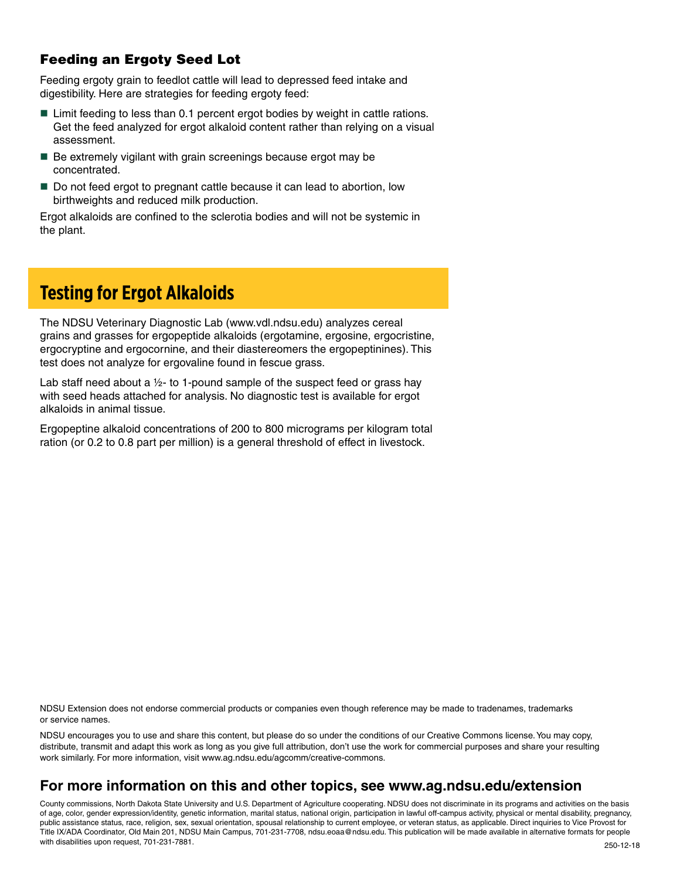### Feeding an Ergoty Seed Lot

Feeding ergoty grain to feedlot cattle will lead to depressed feed intake and digestibility. Here are strategies for feeding ergoty feed:

- Limit feeding to less than 0.1 percent ergot bodies by weight in cattle rations. Get the feed analyzed for ergot alkaloid content rather than relying on a visual assessment.
- Be extremely vigilant with grain screenings because ergot may be concentrated.
- Do not feed ergot to pregnant cattle because it can lead to abortion, low birthweights and reduced milk production.

Ergot alkaloids are confined to the sclerotia bodies and will not be systemic in the plant.

## Testing for Ergot Alkaloids

The NDSU Veterinary Diagnostic Lab (www.vdl.ndsu.edu) analyzes cereal grains and grasses for ergopeptide alkaloids (ergotamine, ergosine, ergocristine, ergocryptine and ergocornine, and their diastereomers the ergopeptinines). This test does not analyze for ergovaline found in fescue grass.

Lab staff need about a ½- to 1-pound sample of the suspect feed or grass hay with seed heads attached for analysis. No diagnostic test is available for ergot alkaloids in animal tissue.

Ergopeptine alkaloid concentrations of 200 to 800 micrograms per kilogram total ration (or 0.2 to 0.8 part per million) is a general threshold of effect in livestock.

NDSU Extension does not endorse commercial products or companies even though reference may be made to tradenames, trademarks or service names.

NDSU encourages you to use and share this content, but please do so under the conditions of our Creative Commons license. You may copy, distribute, transmit and adapt this work as long as you give full attribution, don't use the work for commercial purposes and share your resulting work similarly. For more information, visit www.ag.ndsu.edu/agcomm/creative-commons.

### For more information on this and other topics, see www.ag.ndsu.edu/extension

County commissions, North Dakota State University and U.S. Department of Agriculture cooperating. NDSU does not discriminate in its programs and activities on the basis of age, color, gender expression/identity, genetic information, marital status, national origin, participation in lawful off-campus activity, physical or mental disability, pregnancy, public assistance status, race, religion, sex, sexual orientation, spousal relationship to current employee, or veteran status, as applicable. Direct inquiries to Vice Provost for Title IX/ADA Coordinator, Old Main 201, NDSU Main Campus, 701-231-7708, ndsu.eoaa@ndsu.edu. This publication will be made available in alternative formats for people with disabilities upon request, 701-231-7881.

250-12-18